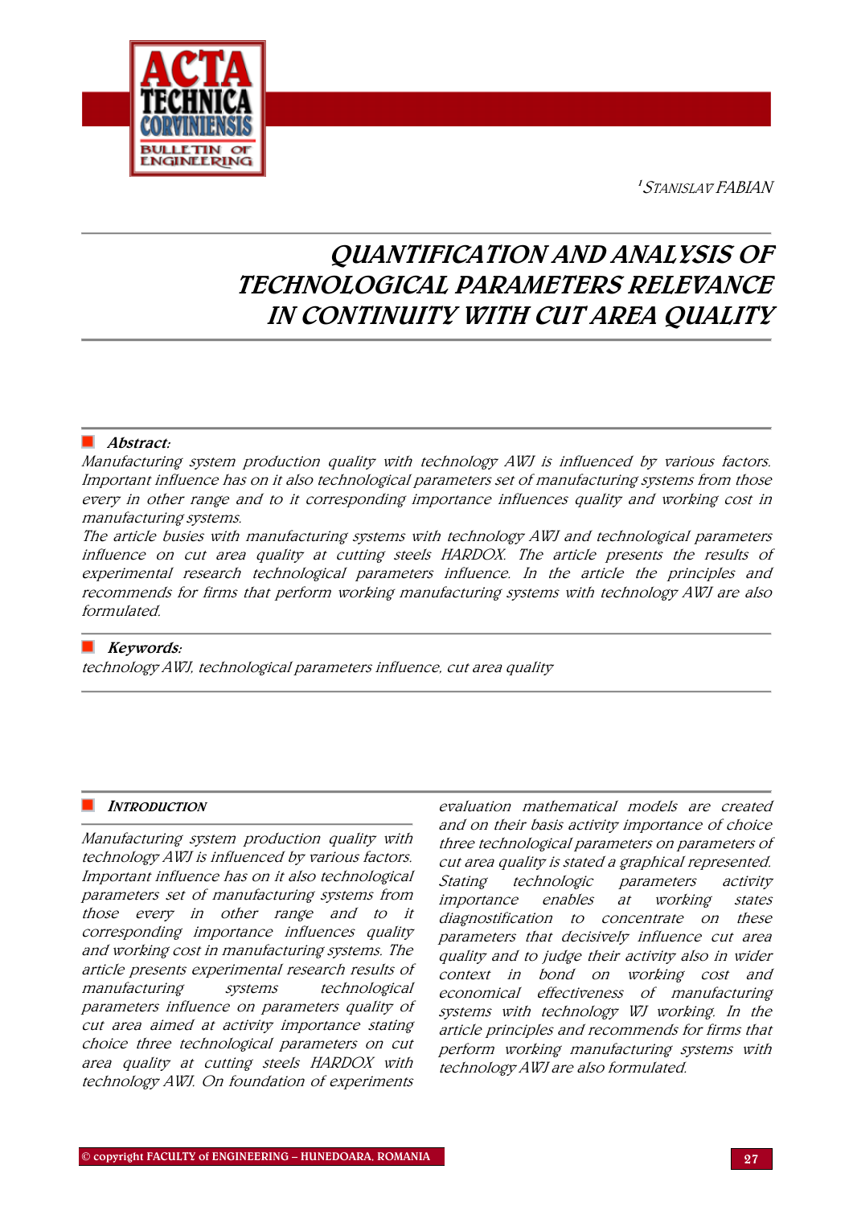[1]STANISLAV FABIAN

# QUANTIFICATION AND ANALYSIS OF TECHNOLOGICAL PARAMETERS RELEVANCE IN CONTINUITY WITH CUT AREA QUALITY

**Abstract:**

*Manufacturing system production quality with technology AWJ is influenced by various factors. Important influence has on it also technological parameters set of manufacturing systems from those every in other range and to it corresponding importance influences quality and working cost in manufacturing systems.*

*The article busies with manufacturing systems with technology AWJ and technological parameters influence on cut area quality at cutting steels HARDOX. The article presents the results of experimental research technological parameters influence. In the article the principles and recommends for firms that perform working manufacturing systems with technology AWJ are also formulated.*

**Keywords:**

*technology AWJ, technological parameters influence, cut area quality*

## INTRODUCTION

*Manufacturing system production quality with technology AWJ is influenced by various factors. Important influence has on it also technological parameters set of manufacturing systems from those every in other range and to it corresponding importance influences quality and working cost in manufacturing systems. The article presents experimental research results of manufacturing systems technological parameters influence on parameters quality of cut area aimed at activity importance stating choice three technological parameters on cut area quality at cutting steels HARDOX with technology AWJ. On foundation of experiments evaluation mathematical models are created and on their basis activity importance of choice three technological parameters on parameters of cut area quality is stated a graphical represented. Stating technologic parameters activity importance enables at working states diagnostification to concentrate on these parameters that decisively influence cut area quality and to judge their activity also in wider context in bond on working cost and economical effectiveness of manufacturing systems with technology WJ working. In the article principles and recommends for firms that perform working manufacturing systems with technology AWJ are also formulated.*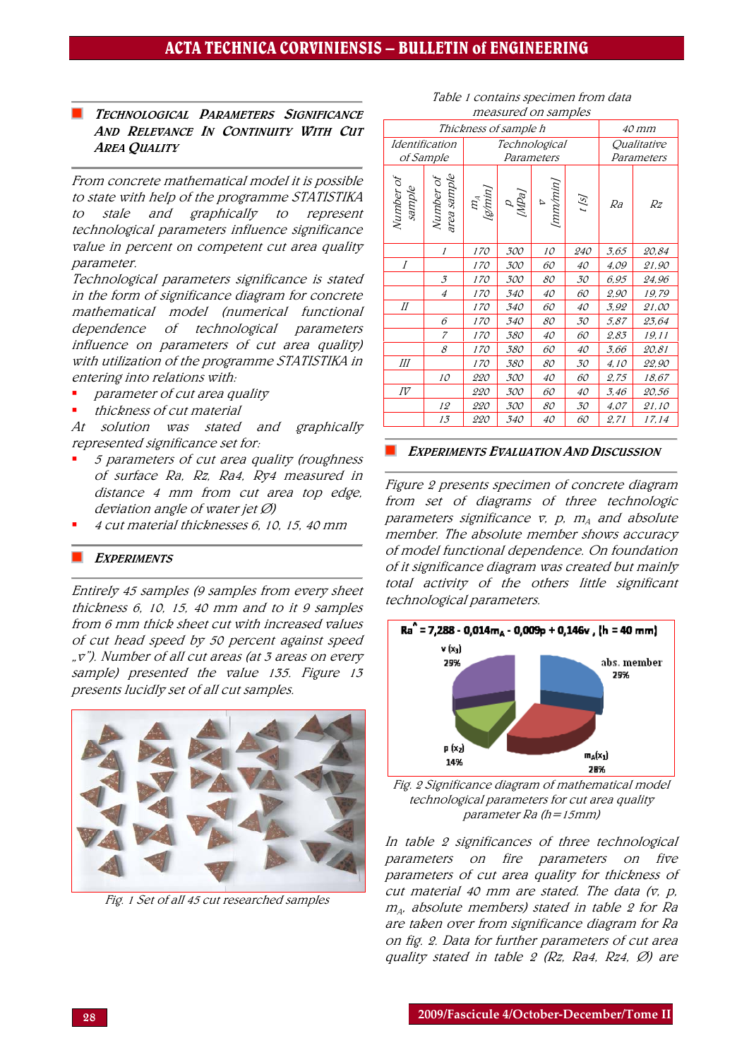## TECHNOLOGICAL PARAMETERS SIGNIFICANCE AND RELEVANCE IN CONTINUITY WITH CUT AREA QUALITY

*From concrete mathematical model it is possible to state with help of the programme STATISTIKA to stale and graphically to represent technological parameters influence significance value in percent on competent cut area quality parameter.*

*Technological parameters significance is stated in the form of significance diagram for concrete mathematical model (numerical functional dependence of technological parameters influence on parameters of cut area quality) with utilization of the programme STATISTIKA in entering into relations with:*

- *parameter of cut area quality*
- *thickness of cut material*

*At solution was stated and graphically represented significance set for:*

- *5 parameters of cut area quality (roughness of surface Ra, Rz, Ra4, Ry4 measured in distance 4 mm from cut area top edge, deviation angle of water jet Ø)*
- *4 cut material thicknesses 6, 10, 15, 40 mm*

## EXPERIMENTS

*Entirely 45 samples (9 samples from every sheet thickness 6, 10, 15, 40 mm and to it 9 samples from 6 mm thick sheet cut with increased values of cut head speed by 50 percent against speed „v"). Number of all cut areas (at 3 areas on every sample) presented the value 135. Figure 13 presents lucidly set of all cut samples.*

*Fig. 1 Set of all 45 cut researched samples*

*Table 1 contains specimen from data measured on samples*

| Thickness of sample h | | | | | | 40 mm | |
|---|---|---|---|---|---|---|---|
| Identification of Sample | | Technological Parameters | | | | Qualitative Parameters | |
| Number of sample | Number of area sample | $m_A$ [g/min] | p [MPa] | v [mm/min] | t [s] | Ra | Rz |
| | 1 | 170 | 300 | 10 | 240 | 3,65 | 20,84 |
| I | | 170 | 300 | 60 | 40 | 4,09 | 21,90 |
| | 3 | 170 | 300 | 80 | 30 | 6,95 | 24,96 |
| | 4 | 170 | 340 | 40 | 60 | 2,90 | 19,79 |
| II | | 170 | 340 | 60 | 40 | 3,92 | 21,00 |
| | 6 | 170 | 340 | 80 | 30 | 5,87 | 23,64 |
| | 7 | 170 | 380 | 40 | 60 | 2,83 | 19,11 |
| | 8 | 170 | 380 | 60 | 40 | 3,66 | 20,81 |
| III | | 170 | 380 | 80 | 30 | 4,10 | 22,90 |
| | 10 | 220 | 300 | 40 | 60 | 2,75 | 18,67 |
| IV | | 220 | 300 | 60 | 40 | 3,46 | 20,56 |
| | 12 | 220 | 300 | 80 | 30 | 4,07 | 21,10 |
| | 13 | 220 | 340 | 40 | 60 | 2,71 | 17,14 |

## EXPERIMENTS EVALUATION AND DISCUSSION

*Figure 2 presents specimen of concrete diagram from set of diagrams of three technologic parameters significance v, p, $m_A$ and absolute member. The absolute member shows accuracy of model functional dependence. On foundation of it significance diagram was created but mainly total activity of the others little significant technological parameters.*

$Ra^{\wedge} = 7{,}288 - 0{,}014m_A - 0{,}009p + 0{,}146v$, (h = 40 mm)

v (x3)
29%
abs. member
29%
p (x2)
14%
mA(x1)
28%

*Fig. 2 Significance diagram of mathematical model technological parameters for cut area quality parameter Ra (h=15mm)*

*In table 2 significances of three technological parameters on fire parameters on five parameters of cut area quality for thickness of cut material 40 mm are stated. The data (v, p, $m_A$, absolute members) stated in table 2 for Ra are taken over from significance diagram for Ra on fig. 2. Data for further parameters of cut area quality stated in table 2 (Rz, Ra4, Rz4, Ø) are*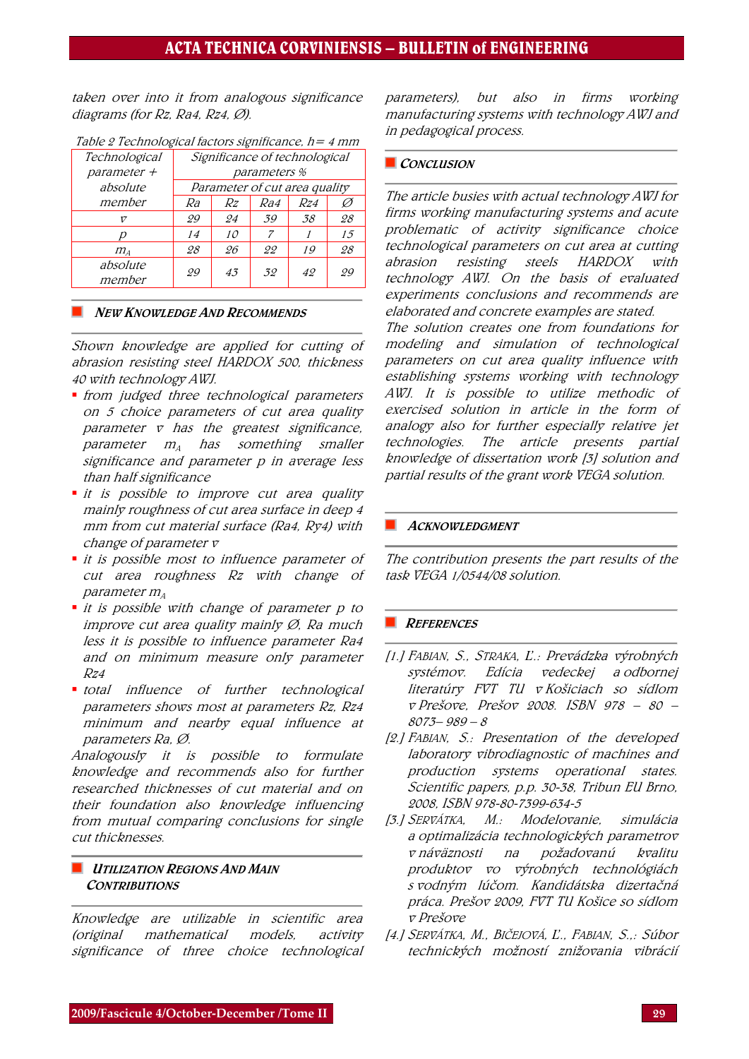taken over into it from analogous significance diagrams (for Rz, Ra4, Rz4, Ø).

Table 2 Technological factors significance, h = 4 mm

| Technological parameter + absolute member | Significance of technological parameters % | | | | |
|---|---|---|---|---|---|
| | Parameter of cut area quality | | | | |
| | Ra | Rz | Ra4 | Rz4 | Ø |
| v | 29 | 24 | 39 | 38 | 28 |
| p | 14 | 10 | 7 | 1 | 15 |
| $m_A$ | 28 | 26 | 22 | 19 | 28 |
| absolute member | 29 | 43 | 32 | 42 | 29 |

## New Knowledge And Recommends

Shown knowledge are applied for cutting of abrasion resisting steel HARDOX 500, thickness 40 with technology AWJ.

- from judged three technological parameters on 5 choice parameters of cut area quality parameter v has the greatest significance, parameter $m_A$ has something smaller significance and parameter p in average less than half significance
- it is possible to improve cut area quality mainly roughness of cut area surface in deep 4 mm from cut material surface (Ra4, Ry4) with change of parameter v
- it is possible most to influence parameter of cut area roughness Rz with change of parameter $m_A$
- it is possible with change of parameter p to improve cut area quality mainly Ø, Ra much less it is possible to influence parameter Ra4 and on minimum measure only parameter Rz4
- total influence of further technological parameters shows most at parameters Rz, Rz4 minimum and nearby equal influence at parameters Ra, Ø.

Analogously it is possible to formulate knowledge and recommends also for further researched thicknesses of cut material and on their foundation also knowledge influencing from mutual comparing conclusions for single cut thicknesses.

## Utilization Regions And Main Contributions

Knowledge are utilizable in scientific area (original mathematical models, activity significance of three choice technological parameters), but also in firms working manufacturing systems with technology AWJ and in pedagogical process.

## Conclusion

The article busies with actual technology AWJ for firms working manufacturing systems and acute problematic of activity significance choice technological parameters on cut area at cutting abrasion resisting steels HARDOX with technology AWJ. On the basis of evaluated experiments conclusions and recommends are elaborated and concrete examples are stated.

The solution creates one from foundations for modeling and simulation of technological parameters on cut area quality influence with establishing systems working with technology AWJ. It is possible to utilize methodic of exercised solution in article in the form of analogy also for further especially relative jet technologies. The article presents partial knowledge of dissertation work [3] solution and partial results of the grant work VEGA solution.

## Acknowledgment

The contribution presents the part results of the task VEGA 1/0544/08 solution.

## References

[1.] FABIAN, S., STRAKA, Ľ.: Prevádzka výrobných systémov. Edícia vedeckej a odbornej literatúry FVT TU v Košiciach so sídlom v Prešove, Prešov 2008. ISBN 978 – 80 – 8073– 989 – 8

[2.] FABIAN, S.: Presentation of the developed laboratory vibrodiagnostic of machines and production systems operational states. Scientific papers, p.p. 30-38, Tribun EU Brno, 2008, ISBN 978-80-7399-634-5

[3.] SERVÁTKA, M.: Modelovanie, simulácia a optimalizácia technologických parametrov v náväznosti na požadovanú kvalitu produktov vo výrobných technológiách s vodným lúčom. Kandidátska dizertačná práca. Prešov 2009, FVT TU Košice so sídlom v Prešove

[4.] SERVÁTKA, M., BIČEJOVÁ, Ľ., FABIAN, S.,: Súbor technických možností znižovania vibrácií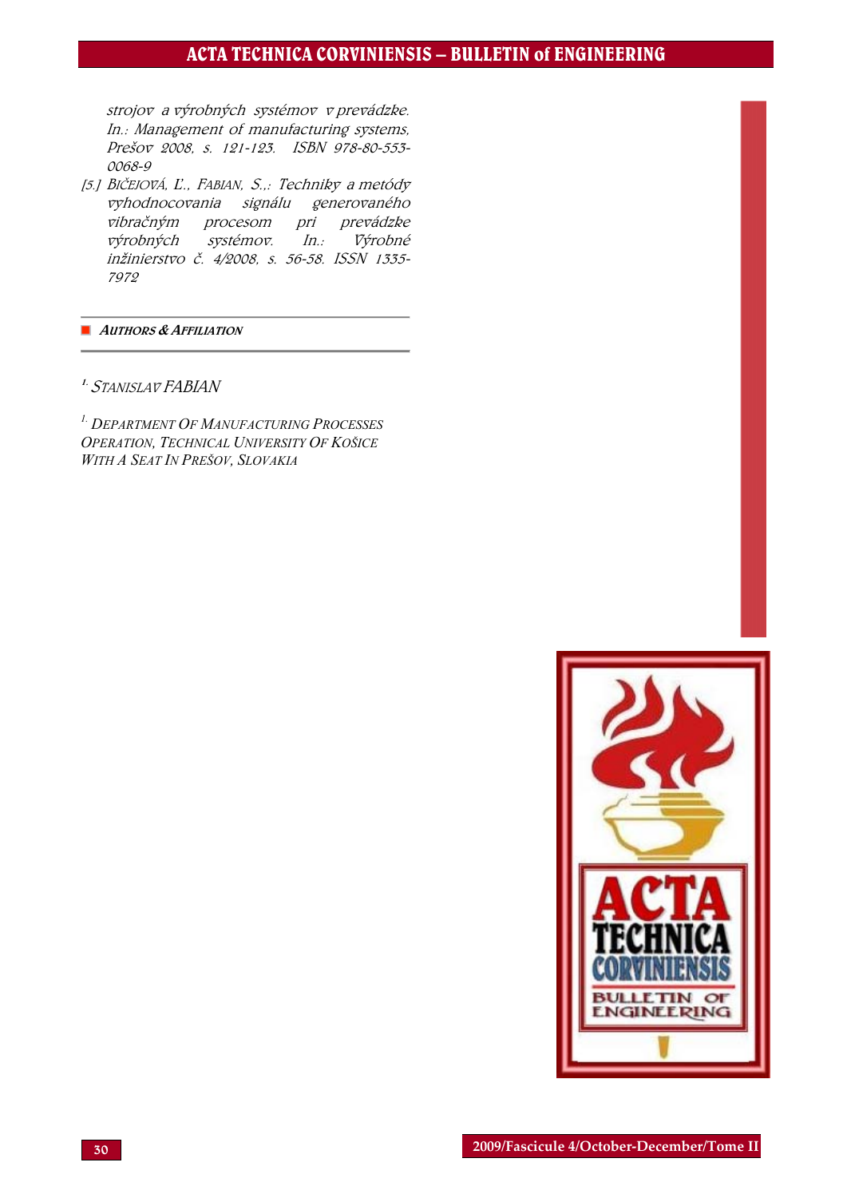strojov a výrobných systémov v prevádzke. In.: Management of manufacturing systems, Prešov 2008, s. 121-123. ISBN 978-80-553-0068-9

[5.] BIČEJOVÁ, L., FABIAN, S.,: Techniky a metódy vyhodnocovania signálu generovaného vibračným procesom pri prevádzke výrobných systémov. In.: Výrobné inžinierstvo č. 4/2008, s. 56-58. ISSN 1335-7972

## AUTHORS & AFFILIATION

[1.] STANISLAV FABIAN

[1.] DEPARTMENT OF MANUFACTURING PROCESSES OPERATION, TECHNICAL UNIVERSITY OF KOŠICE WITH A SEAT IN PREŠOV, SLOVAKIA